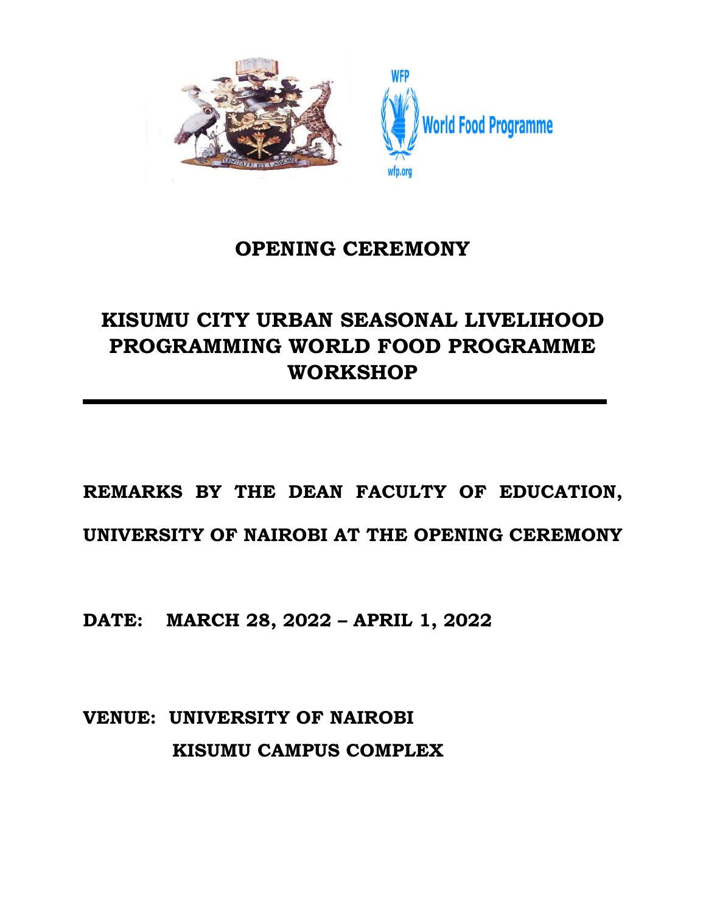WFP

World Food Programme

wfp.org

# OPENING CEREMONY

# KISUMU CITY URBAN SEASONAL LIVELIHOOD PROGRAMMING WORLD FOOD PROGRAMME WORKSHOP

---

**REMARKS BY THE DEAN FACULTY OF EDUCATION, UNIVERSITY OF NAIROBI AT THE OPENING CEREMONY**

**DATE: MARCH 28, 2022 – APRIL 1, 2022**

**VENUE: UNIVERSITY OF NAIROBI KISUMU CAMPUS COMPLEX**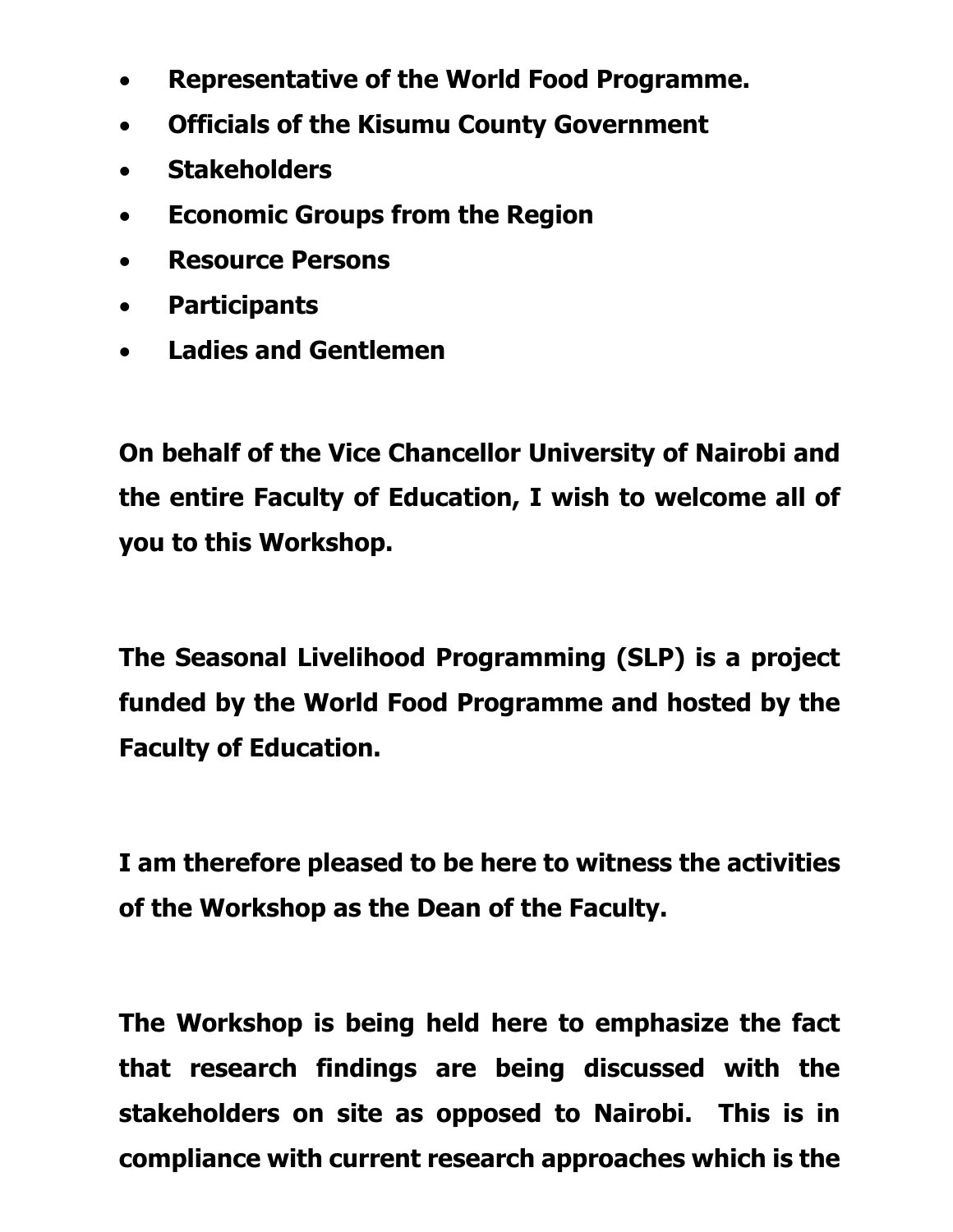- **Representative of the World Food Programme.**
- **Officials of the Kisumu County Government**
- **Stakeholders**
- **Economic Groups from the Region**
- **Resource Persons**
- **Participants**
- **Ladies and Gentlemen**

**On behalf of the Vice Chancellor University of Nairobi and the entire Faculty of Education, I wish to welcome all of you to this Workshop.**

**The Seasonal Livelihood Programming (SLP) is a project funded by the World Food Programme and hosted by the Faculty of Education.**

**I am therefore pleased to be here to witness the activities of the Workshop as the Dean of the Faculty.**

**The Workshop is being held here to emphasize the fact that research findings are being discussed with the stakeholders on site as opposed to Nairobi. This is in compliance with current research approaches which is the**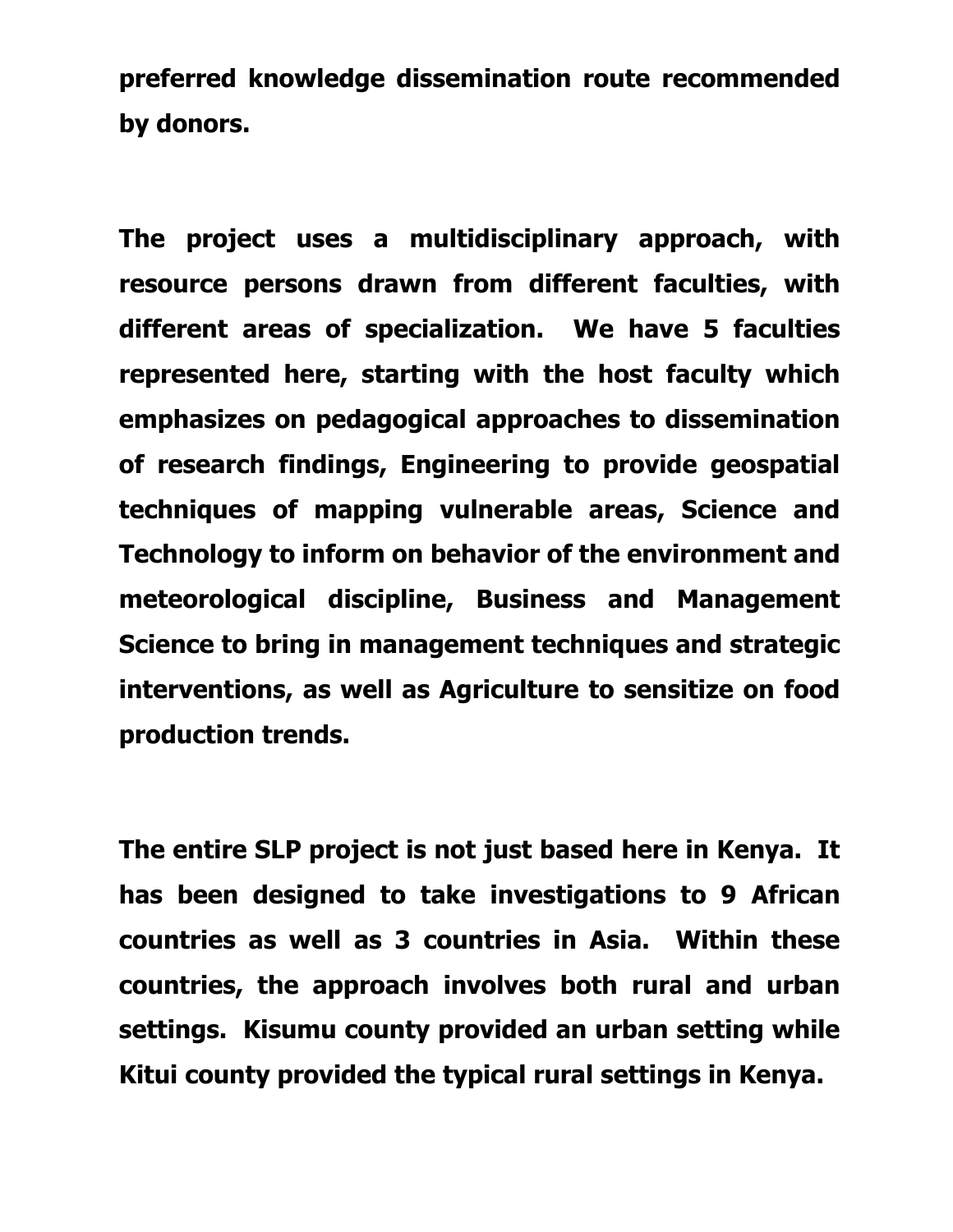**preferred knowledge dissemination route recommended by donors.**

**The project uses a multidisciplinary approach, with resource persons drawn from different faculties, with different areas of specialization. We have 5 faculties represented here, starting with the host faculty which emphasizes on pedagogical approaches to dissemination of research findings, Engineering to provide geospatial techniques of mapping vulnerable areas, Science and Technology to inform on behavior of the environment and meteorological discipline, Business and Management Science to bring in management techniques and strategic interventions, as well as Agriculture to sensitize on food production trends.**

**The entire SLP project is not just based here in Kenya. It has been designed to take investigations to 9 African countries as well as 3 countries in Asia. Within these countries, the approach involves both rural and urban settings. Kisumu county provided an urban setting while Kitui county provided the typical rural settings in Kenya.**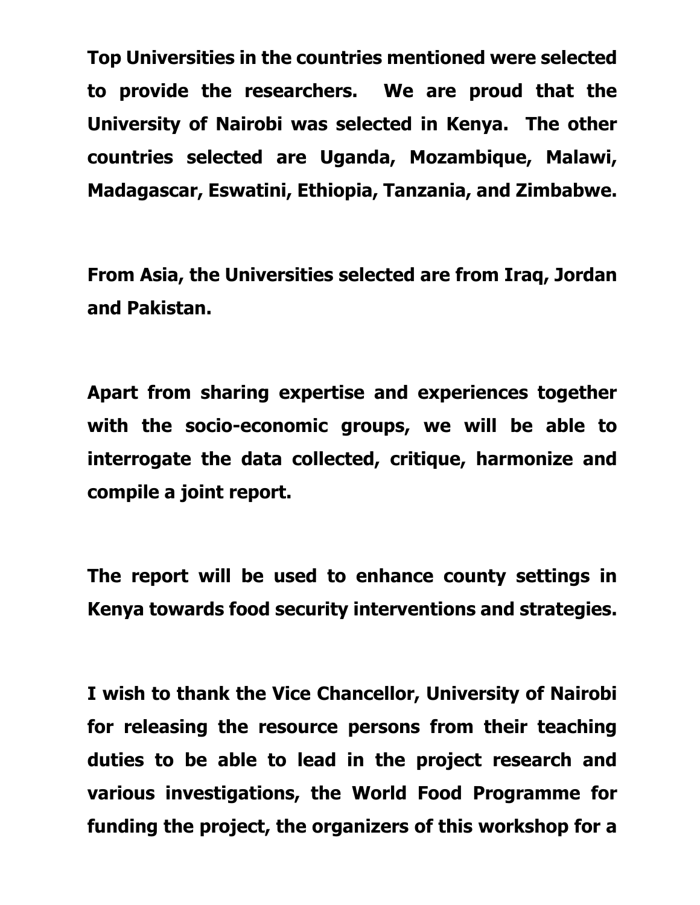**Top Universities in the countries mentioned were selected to provide the researchers. We are proud that the University of Nairobi was selected in Kenya. The other countries selected are Uganda, Mozambique, Malawi, Madagascar, Eswatini, Ethiopia, Tanzania, and Zimbabwe.**

**From Asia, the Universities selected are from Iraq, Jordan and Pakistan.**

**Apart from sharing expertise and experiences together with the socio-economic groups, we will be able to interrogate the data collected, critique, harmonize and compile a joint report.**

**The report will be used to enhance county settings in Kenya towards food security interventions and strategies.**

**I wish to thank the Vice Chancellor, University of Nairobi for releasing the resource persons from their teaching duties to be able to lead in the project research and various investigations, the World Food Programme for funding the project, the organizers of this workshop for a**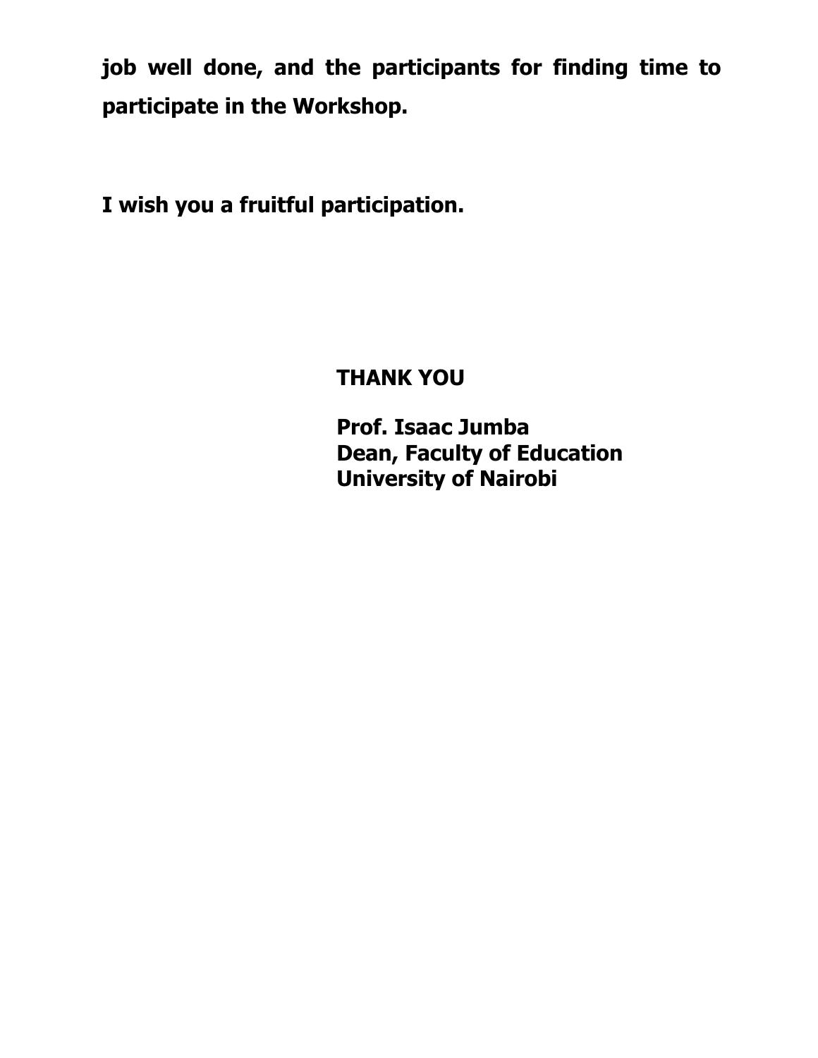**job well done, and the participants for finding time to participate in the Workshop.**

**I wish you a fruitful participation.**

**THANK YOU**

**Prof. Isaac Jumba**
**Dean, Faculty of Education**
**University of Nairobi**